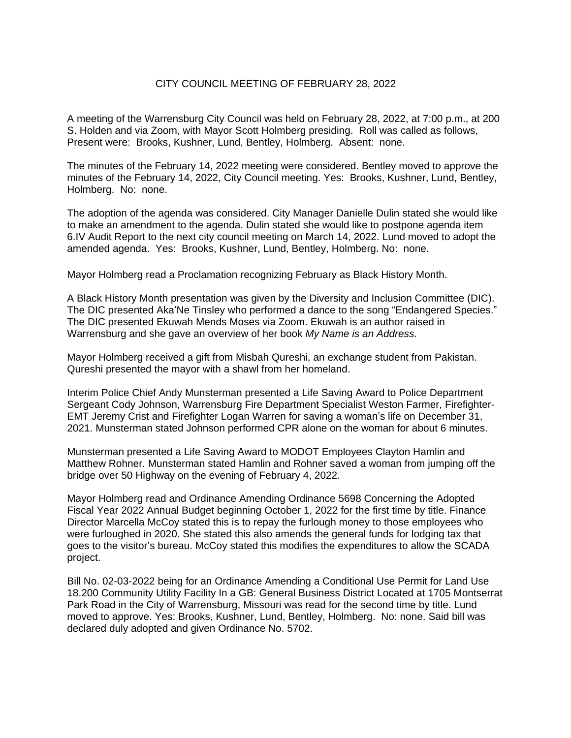# CITY COUNCIL MEETING OF FEBRUARY 28, 2022

A meeting of the Warrensburg City Council was held on February 28, 2022, at 7:00 p.m., at 200 S. Holden and via Zoom, with Mayor Scott Holmberg presiding. Roll was called as follows, Present were: Brooks, Kushner, Lund, Bentley, Holmberg. Absent: none.

The minutes of the February 14, 2022 meeting were considered. Bentley moved to approve the minutes of the February 14, 2022, City Council meeting. Yes: Brooks, Kushner, Lund, Bentley, Holmberg. No: none.

The adoption of the agenda was considered. City Manager Danielle Dulin stated she would like to make an amendment to the agenda. Dulin stated she would like to postpone agenda item 6.IV Audit Report to the next city council meeting on March 14, 2022. Lund moved to adopt the amended agenda. Yes: Brooks, Kushner, Lund, Bentley, Holmberg. No: none.

Mayor Holmberg read a Proclamation recognizing February as Black History Month.

A Black History Month presentation was given by the Diversity and Inclusion Committee (DIC). The DIC presented Aka'Ne Tinsley who performed a dance to the song "Endangered Species." The DIC presented Ekuwah Mends Moses via Zoom. Ekuwah is an author raised in Warrensburg and she gave an overview of her book *My Name is an Address.*

Mayor Holmberg received a gift from Misbah Qureshi, an exchange student from Pakistan. Qureshi presented the mayor with a shawl from her homeland.

Interim Police Chief Andy Munsterman presented a Life Saving Award to Police Department Sergeant Cody Johnson, Warrensburg Fire Department Specialist Weston Farmer, Firefighter-EMT Jeremy Crist and Firefighter Logan Warren for saving a woman's life on December 31, 2021. Munsterman stated Johnson performed CPR alone on the woman for about 6 minutes.

Munsterman presented a Life Saving Award to MODOT Employees Clayton Hamlin and Matthew Rohner. Munsterman stated Hamlin and Rohner saved a woman from jumping off the bridge over 50 Highway on the evening of February 4, 2022.

Mayor Holmberg read and Ordinance Amending Ordinance 5698 Concerning the Adopted Fiscal Year 2022 Annual Budget beginning October 1, 2022 for the first time by title. Finance Director Marcella McCoy stated this is to repay the furlough money to those employees who were furloughed in 2020. She stated this also amends the general funds for lodging tax that goes to the visitor's bureau. McCoy stated this modifies the expenditures to allow the SCADA project.

Bill No. 02-03-2022 being for an Ordinance Amending a Conditional Use Permit for Land Use 18.200 Community Utility Facility In a GB: General Business District Located at 1705 Montserrat Park Road in the City of Warrensburg, Missouri was read for the second time by title. Lund moved to approve. Yes: Brooks, Kushner, Lund, Bentley, Holmberg. No: none. Said bill was declared duly adopted and given Ordinance No. 5702.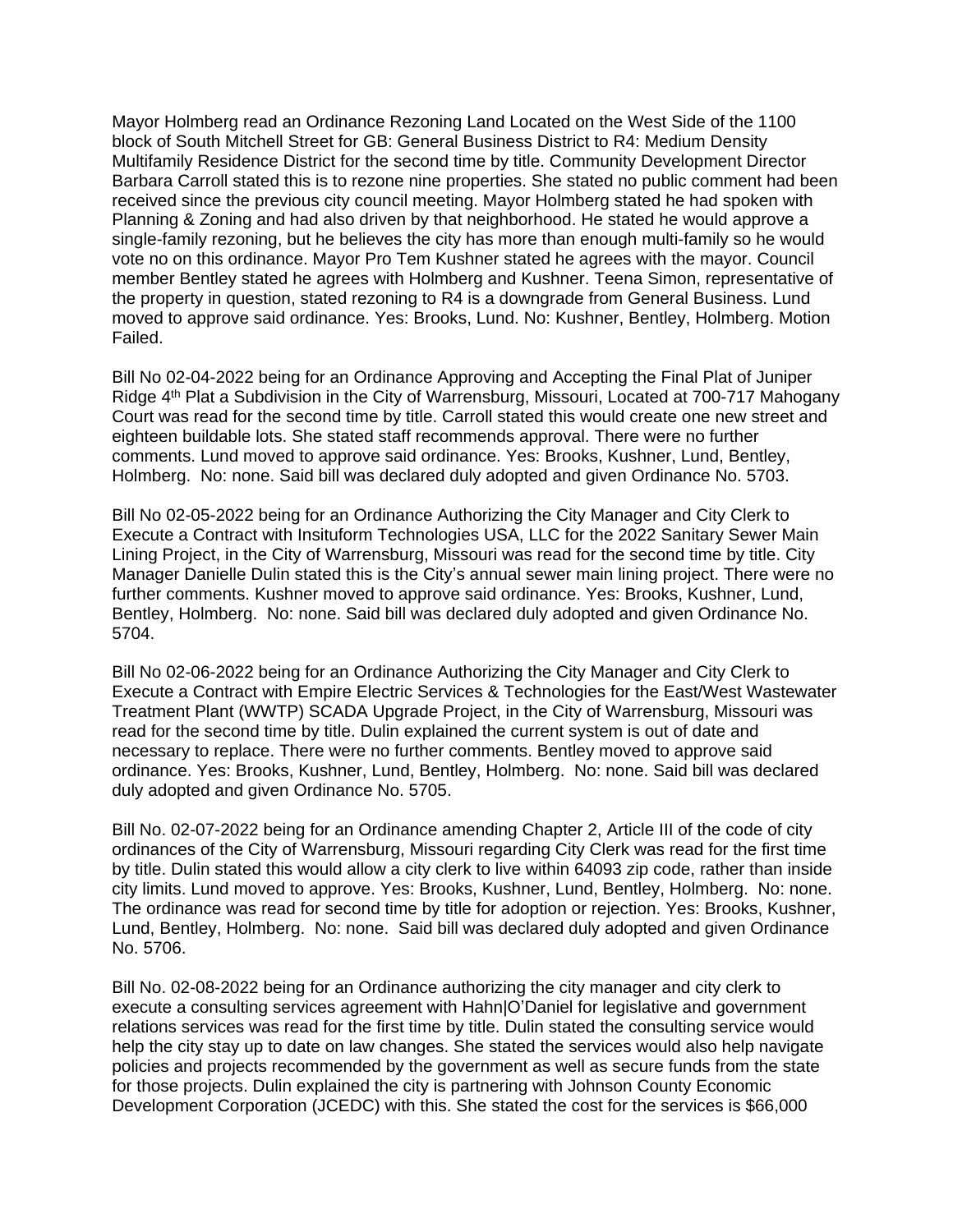Mayor Holmberg read an Ordinance Rezoning Land Located on the West Side of the 1100 block of South Mitchell Street for GB: General Business District to R4: Medium Density Multifamily Residence District for the second time by title. Community Development Director Barbara Carroll stated this is to rezone nine properties. She stated no public comment had been received since the previous city council meeting. Mayor Holmberg stated he had spoken with Planning & Zoning and had also driven by that neighborhood. He stated he would approve a single-family rezoning, but he believes the city has more than enough multi-family so he would vote no on this ordinance. Mayor Pro Tem Kushner stated he agrees with the mayor. Council member Bentley stated he agrees with Holmberg and Kushner. Teena Simon, representative of the property in question, stated rezoning to R4 is a downgrade from General Business. Lund moved to approve said ordinance. Yes: Brooks, Lund. No: Kushner, Bentley, Holmberg. Motion Failed.

Bill No 02-04-2022 being for an Ordinance Approving and Accepting the Final Plat of Juniper Ridge 4th Plat a Subdivision in the City of Warrensburg, Missouri, Located at 700-717 Mahogany Court was read for the second time by title. Carroll stated this would create one new street and eighteen buildable lots. She stated staff recommends approval. There were no further comments. Lund moved to approve said ordinance. Yes: Brooks, Kushner, Lund, Bentley, Holmberg. No: none. Said bill was declared duly adopted and given Ordinance No. 5703.

Bill No 02-05-2022 being for an Ordinance Authorizing the City Manager and City Clerk to Execute a Contract with Insituform Technologies USA, LLC for the 2022 Sanitary Sewer Main Lining Project, in the City of Warrensburg, Missouri was read for the second time by title. City Manager Danielle Dulin stated this is the City's annual sewer main lining project. There were no further comments. Kushner moved to approve said ordinance. Yes: Brooks, Kushner, Lund, Bentley, Holmberg. No: none. Said bill was declared duly adopted and given Ordinance No. 5704.

Bill No 02-06-2022 being for an Ordinance Authorizing the City Manager and City Clerk to Execute a Contract with Empire Electric Services & Technologies for the East/West Wastewater Treatment Plant (WWTP) SCADA Upgrade Project, in the City of Warrensburg, Missouri was read for the second time by title. Dulin explained the current system is out of date and necessary to replace. There were no further comments. Bentley moved to approve said ordinance. Yes: Brooks, Kushner, Lund, Bentley, Holmberg. No: none. Said bill was declared duly adopted and given Ordinance No. 5705.

Bill No. 02-07-2022 being for an Ordinance amending Chapter 2, Article III of the code of city ordinances of the City of Warrensburg, Missouri regarding City Clerk was read for the first time by title. Dulin stated this would allow a city clerk to live within 64093 zip code, rather than inside city limits. Lund moved to approve. Yes: Brooks, Kushner, Lund, Bentley, Holmberg. No: none. The ordinance was read for second time by title for adoption or rejection. Yes: Brooks, Kushner, Lund, Bentley, Holmberg. No: none. Said bill was declared duly adopted and given Ordinance No. 5706.

Bill No. 02-08-2022 being for an Ordinance authorizing the city manager and city clerk to execute a consulting services agreement with Hahn|O'Daniel for legislative and government relations services was read for the first time by title. Dulin stated the consulting service would help the city stay up to date on law changes. She stated the services would also help navigate policies and projects recommended by the government as well as secure funds from the state for those projects. Dulin explained the city is partnering with Johnson County Economic Development Corporation (JCEDC) with this. She stated the cost for the services is $66,000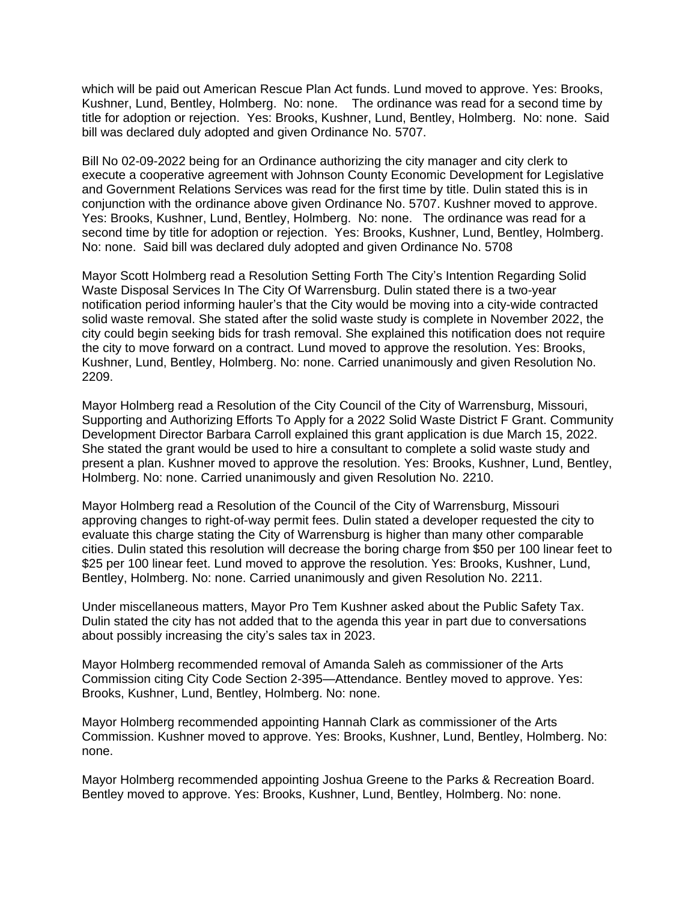which will be paid out American Rescue Plan Act funds. Lund moved to approve. Yes: Brooks, Kushner, Lund, Bentley, Holmberg. No: none. The ordinance was read for a second time by title for adoption or rejection. Yes: Brooks, Kushner, Lund, Bentley, Holmberg. No: none. Said bill was declared duly adopted and given Ordinance No. 5707.

Bill No 02-09-2022 being for an Ordinance authorizing the city manager and city clerk to execute a cooperative agreement with Johnson County Economic Development for Legislative and Government Relations Services was read for the first time by title. Dulin stated this is in conjunction with the ordinance above given Ordinance No. 5707. Kushner moved to approve. Yes: Brooks, Kushner, Lund, Bentley, Holmberg. No: none. The ordinance was read for a second time by title for adoption or rejection. Yes: Brooks, Kushner, Lund, Bentley, Holmberg. No: none. Said bill was declared duly adopted and given Ordinance No. 5708

Mayor Scott Holmberg read a Resolution Setting Forth The City's Intention Regarding Solid Waste Disposal Services In The City Of Warrensburg. Dulin stated there is a two-year notification period informing hauler's that the City would be moving into a city-wide contracted solid waste removal. She stated after the solid waste study is complete in November 2022, the city could begin seeking bids for trash removal. She explained this notification does not require the city to move forward on a contract. Lund moved to approve the resolution. Yes: Brooks, Kushner, Lund, Bentley, Holmberg. No: none. Carried unanimously and given Resolution No. 2209.

Mayor Holmberg read a Resolution of the City Council of the City of Warrensburg, Missouri, Supporting and Authorizing Efforts To Apply for a 2022 Solid Waste District F Grant. Community Development Director Barbara Carroll explained this grant application is due March 15, 2022. She stated the grant would be used to hire a consultant to complete a solid waste study and present a plan. Kushner moved to approve the resolution. Yes: Brooks, Kushner, Lund, Bentley, Holmberg. No: none. Carried unanimously and given Resolution No. 2210.

Mayor Holmberg read a Resolution of the Council of the City of Warrensburg, Missouri approving changes to right-of-way permit fees. Dulin stated a developer requested the city to evaluate this charge stating the City of Warrensburg is higher than many other comparable cities. Dulin stated this resolution will decrease the boring charge from $50 per 100 linear feet to $25 per 100 linear feet. Lund moved to approve the resolution. Yes: Brooks, Kushner, Lund, Bentley, Holmberg. No: none. Carried unanimously and given Resolution No. 2211.

Under miscellaneous matters, Mayor Pro Tem Kushner asked about the Public Safety Tax. Dulin stated the city has not added that to the agenda this year in part due to conversations about possibly increasing the city's sales tax in 2023.

Mayor Holmberg recommended removal of Amanda Saleh as commissioner of the Arts Commission citing City Code Section 2-395—Attendance. Bentley moved to approve. Yes: Brooks, Kushner, Lund, Bentley, Holmberg. No: none.

Mayor Holmberg recommended appointing Hannah Clark as commissioner of the Arts Commission. Kushner moved to approve. Yes: Brooks, Kushner, Lund, Bentley, Holmberg. No: none.

Mayor Holmberg recommended appointing Joshua Greene to the Parks & Recreation Board. Bentley moved to approve. Yes: Brooks, Kushner, Lund, Bentley, Holmberg. No: none.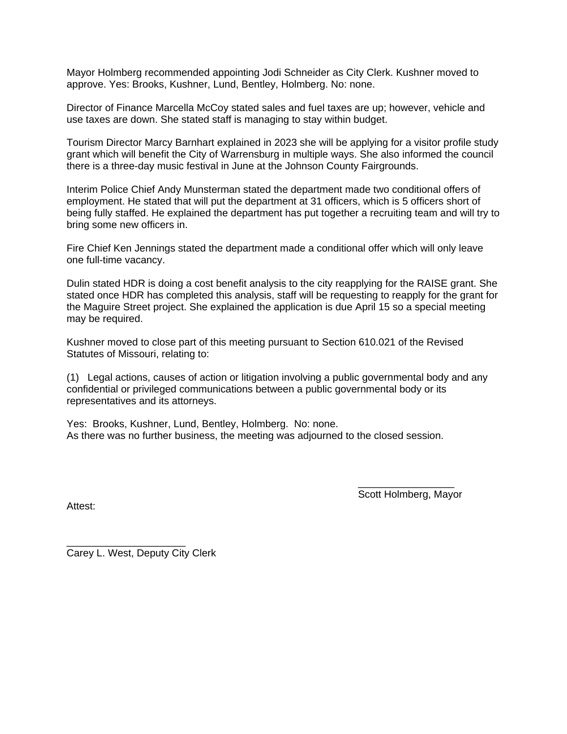Mayor Holmberg recommended appointing Jodi Schneider as City Clerk. Kushner moved to approve. Yes: Brooks, Kushner, Lund, Bentley, Holmberg. No: none.

Director of Finance Marcella McCoy stated sales and fuel taxes are up; however, vehicle and use taxes are down. She stated staff is managing to stay within budget.

Tourism Director Marcy Barnhart explained in 2023 she will be applying for a visitor profile study grant which will benefit the City of Warrensburg in multiple ways. She also informed the council there is a three-day music festival in June at the Johnson County Fairgrounds.

Interim Police Chief Andy Munsterman stated the department made two conditional offers of employment. He stated that will put the department at 31 officers, which is 5 officers short of being fully staffed. He explained the department has put together a recruiting team and will try to bring some new officers in.

Fire Chief Ken Jennings stated the department made a conditional offer which will only leave one full-time vacancy.

Dulin stated HDR is doing a cost benefit analysis to the city reapplying for the RAISE grant. She stated once HDR has completed this analysis, staff will be requesting to reapply for the grant for the Maguire Street project. She explained the application is due April 15 so a special meeting may be required.

Kushner moved to close part of this meeting pursuant to Section 610.021 of the Revised Statutes of Missouri, relating to:

(1) Legal actions, causes of action or litigation involving a public governmental body and any confidential or privileged communications between a public governmental body or its representatives and its attorneys.

Yes: Brooks, Kushner, Lund, Bentley, Holmberg. No: none.
As there was no further business, the meeting was adjourned to the closed session.

\_\_\_\_\_\_\_\_\_\_\_\_\_\_\_\_\_
Scott Holmberg, Mayor

Attest:

\_\_\_\_\_\_\_\_\_\_\_\_\_\_\_\_\_\_\_\_\_
Carey L. West, Deputy City Clerk